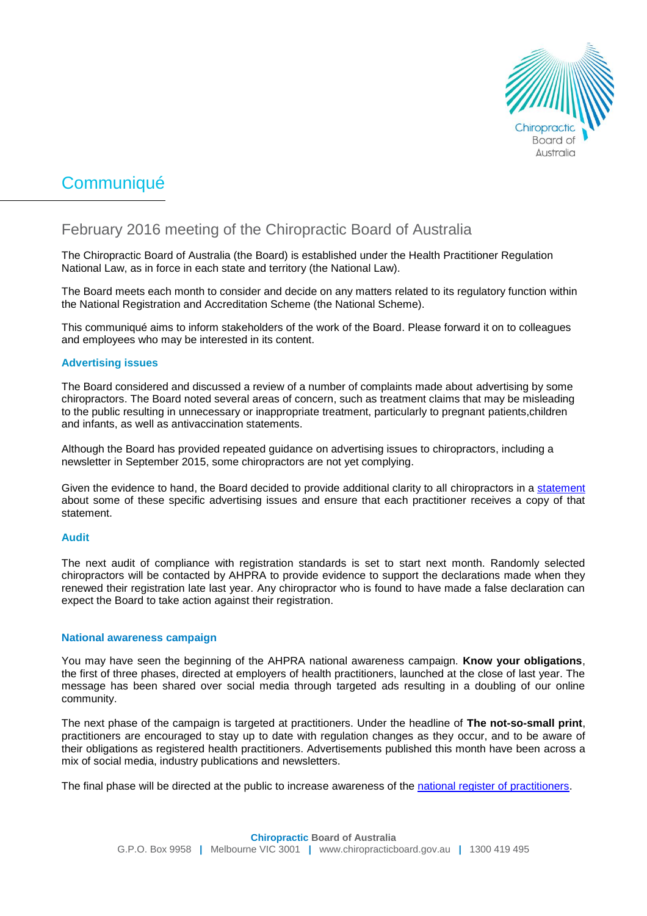# Communiqué

## February 2016 meeting of the Chiropractic Board of Australia

The Chiropractic Board of Australia (the Board) is established under the Health Practitioner Regulation National Law, as in force in each state and territory (the National Law).

The Board meets each month to consider and decide on any matters related to its regulatory function within the National Registration and Accreditation Scheme (the National Scheme).

This communiqué aims to inform stakeholders of the work of the Board. Please forward it on to colleagues and employees who may be interested in its content.

### Advertising issues

The Board considered and discussed a review of a number of complaints made about advertising by some chiropractors. The Board noted several areas of concern, such as treatment claims that may be misleading to the public resulting in unnecessary or inappropriate treatment, particularly to pregnant patients,children and infants, as well as antivaccination statements.

Although the Board has provided repeated guidance on advertising issues to chiropractors, including a newsletter in September 2015, some chiropractors are not yet complying.

Given the evidence to hand, the Board decided to provide additional clarity to all chiropractors in a statement about some of these specific advertising issues and ensure that each practitioner receives a copy of that statement.

### Audit

The next audit of compliance with registration standards is set to start next month. Randomly selected chiropractors will be contacted by AHPRA to provide evidence to support the declarations made when they renewed their registration late last year. Any chiropractor who is found to have made a false declaration can expect the Board to take action against their registration.

### National awareness campaign

You may have seen the beginning of the AHPRA national awareness campaign. **Know your obligations**, the first of three phases, directed at employers of health practitioners, launched at the close of last year. The message has been shared over social media through targeted ads resulting in a doubling of our online community.

The next phase of the campaign is targeted at practitioners. Under the headline of **The not-so-small print**, practitioners are encouraged to stay up to date with regulation changes as they occur, and to be aware of their obligations as registered health practitioners. Advertisements published this month have been across a mix of social media, industry publications and newsletters.

The final phase will be directed at the public to increase awareness of the national register of practitioners.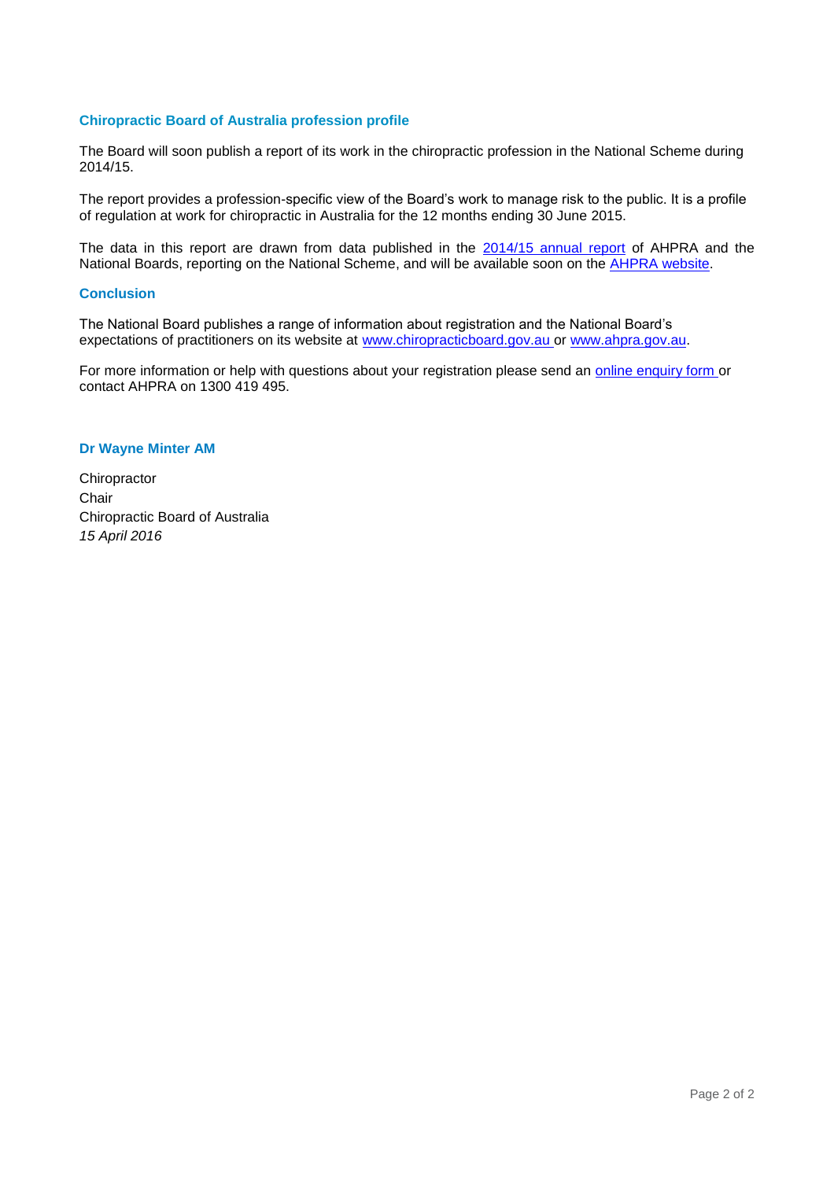## Chiropractic Board of Australia profession profile

The Board will soon publish a report of its work in the chiropractic profession in the National Scheme during 2014/15.

The report provides a profession-specific view of the Board's work to manage risk to the public. It is a profile of regulation at work for chiropractic in Australia for the 12 months ending 30 June 2015.

The data in this report are drawn from data published in the 2014/15 annual report of AHPRA and the National Boards, reporting on the National Scheme, and will be available soon on the AHPRA website.

## Conclusion

The National Board publishes a range of information about registration and the National Board's expectations of practitioners on its website at www.chiropracticboard.gov.au or www.ahpra.gov.au.

For more information or help with questions about your registration please send an online enquiry form or contact AHPRA on 1300 419 495.

**Dr Wayne Minter AM**

Chiropractor
Chair
Chiropractic Board of Australia
*15 April 2016*